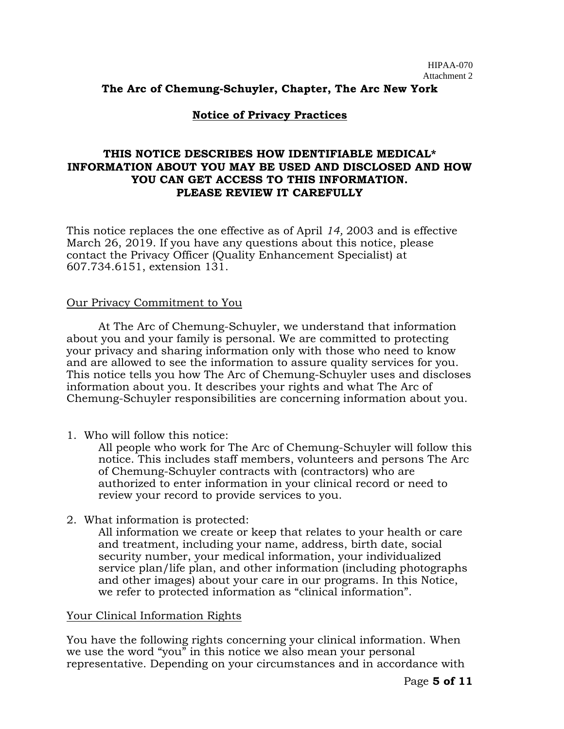HIPAA-070
Attachment 2

**The Arc of Chemung-Schuyler, Chapter, The Arc New York**

**Notice of Privacy Practices**

**THIS NOTICE DESCRIBES HOW IDENTIFIABLE MEDICAL* INFORMATION ABOUT YOU MAY BE USED AND DISCLOSED AND HOW YOU CAN GET ACCESS TO THIS INFORMATION. PLEASE REVIEW IT CAREFULLY**

This notice replaces the one effective as of April *14,* 2003 and is effective March 26, 2019. If you have any questions about this notice, please contact the Privacy Officer (Quality Enhancement Specialist) at 607.734.6151, extension 131.

Our Privacy Commitment to You

At The Arc of Chemung-Schuyler, we understand that information about you and your family is personal. We are committed to protecting your privacy and sharing information only with those who need to know and are allowed to see the information to assure quality services for you. This notice tells you how The Arc of Chemung-Schuyler uses and discloses information about you. It describes your rights and what The Arc of Chemung-Schuyler responsibilities are concerning information about you.

1. Who will follow this notice:
   All people who work for The Arc of Chemung-Schuyler will follow this notice. This includes staff members, volunteers and persons The Arc of Chemung-Schuyler contracts with (contractors) who are authorized to enter information in your clinical record or need to review your record to provide services to you.

2. What information is protected:
   All information we create or keep that relates to your health or care and treatment, including your name, address, birth date, social security number, your medical information, your individualized service plan/life plan, and other information (including photographs and other images) about your care in our programs. In this Notice, we refer to protected information as "clinical information".

Your Clinical Information Rights

You have the following rights concerning your clinical information. When we use the word "you" in this notice we also mean your personal representative. Depending on your circumstances and in accordance with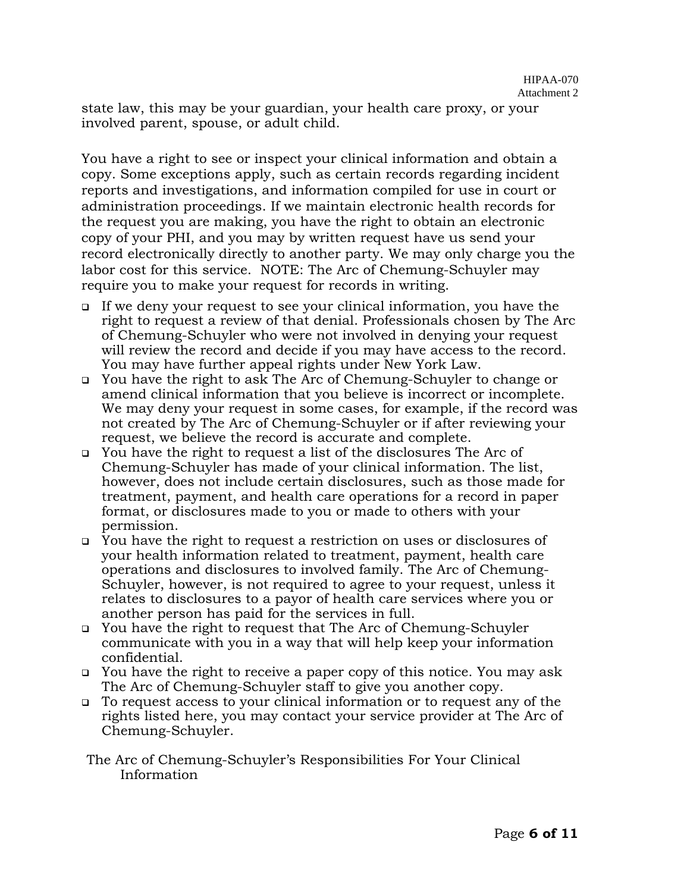state law, this may be your guardian, your health care proxy, or your involved parent, spouse, or adult child.

You have a right to see or inspect your clinical information and obtain a copy. Some exceptions apply, such as certain records regarding incident reports and investigations, and information compiled for use in court or administration proceedings. If we maintain electronic health records for the request you are making, you have the right to obtain an electronic copy of your PHI, and you may by written request have us send your record electronically directly to another party. We may only charge you the labor cost for this service. NOTE: The Arc of Chemung-Schuyler may require you to make your request for records in writing.

- If we deny your request to see your clinical information, you have the right to request a review of that denial. Professionals chosen by The Arc of Chemung-Schuyler who were not involved in denying your request will review the record and decide if you may have access to the record. You may have further appeal rights under New York Law.
- You have the right to ask The Arc of Chemung-Schuyler to change or amend clinical information that you believe is incorrect or incomplete. We may deny your request in some cases, for example, if the record was not created by The Arc of Chemung-Schuyler or if after reviewing your request, we believe the record is accurate and complete.
- You have the right to request a list of the disclosures The Arc of Chemung-Schuyler has made of your clinical information. The list, however, does not include certain disclosures, such as those made for treatment, payment, and health care operations for a record in paper format, or disclosures made to you or made to others with your permission.
- You have the right to request a restriction on uses or disclosures of your health information related to treatment, payment, health care operations and disclosures to involved family. The Arc of Chemung-Schuyler, however, is not required to agree to your request, unless it relates to disclosures to a payor of health care services where you or another person has paid for the services in full.
- You have the right to request that The Arc of Chemung-Schuyler communicate with you in a way that will help keep your information confidential.
- You have the right to receive a paper copy of this notice. You may ask The Arc of Chemung-Schuyler staff to give you another copy.
- To request access to your clinical information or to request any of the rights listed here, you may contact your service provider at The Arc of Chemung-Schuyler.

The Arc of Chemung-Schuyler's Responsibilities For Your Clinical Information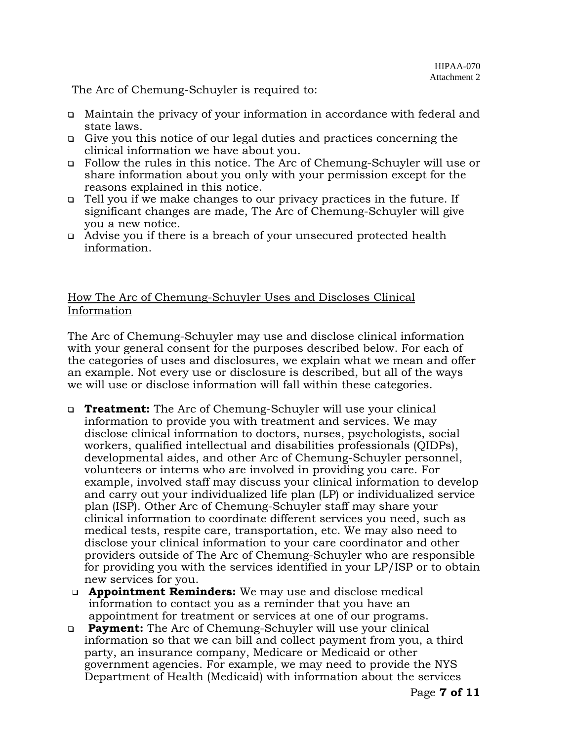The Arc of Chemung-Schuyler is required to:

- Maintain the privacy of your information in accordance with federal and state laws.
- Give you this notice of our legal duties and practices concerning the clinical information we have about you.
- Follow the rules in this notice. The Arc of Chemung-Schuyler will use or share information about you only with your permission except for the reasons explained in this notice.
- Tell you if we make changes to our privacy practices in the future. If significant changes are made, The Arc of Chemung-Schuyler will give you a new notice.
- Advise you if there is a breach of your unsecured protected health information.

## How The Arc of Chemung-Schuyler Uses and Discloses Clinical Information

The Arc of Chemung-Schuyler may use and disclose clinical information with your general consent for the purposes described below. For each of the categories of uses and disclosures, we explain what we mean and offer an example. Not every use or disclosure is described, but all of the ways we will use or disclose information will fall within these categories.

- **Treatment:** The Arc of Chemung-Schuyler will use your clinical information to provide you with treatment and services. We may disclose clinical information to doctors, nurses, psychologists, social workers, qualified intellectual and disabilities professionals (QIDPs), developmental aides, and other Arc of Chemung-Schuyler personnel, volunteers or interns who are involved in providing you care. For example, involved staff may discuss your clinical information to develop and carry out your individualized life plan (LP) or individualized service plan (ISP). Other Arc of Chemung-Schuyler staff may share your clinical information to coordinate different services you need, such as medical tests, respite care, transportation, etc. We may also need to disclose your clinical information to your care coordinator and other providers outside of The Arc of Chemung-Schuyler who are responsible for providing you with the services identified in your LP/ISP or to obtain new services for you.
- **Appointment Reminders:** We may use and disclose medical information to contact you as a reminder that you have an appointment for treatment or services at one of our programs.
- **Payment:** The Arc of Chemung-Schuyler will use your clinical information so that we can bill and collect payment from you, a third party, an insurance company, Medicare or Medicaid or other government agencies. For example, we may need to provide the NYS Department of Health (Medicaid) with information about the services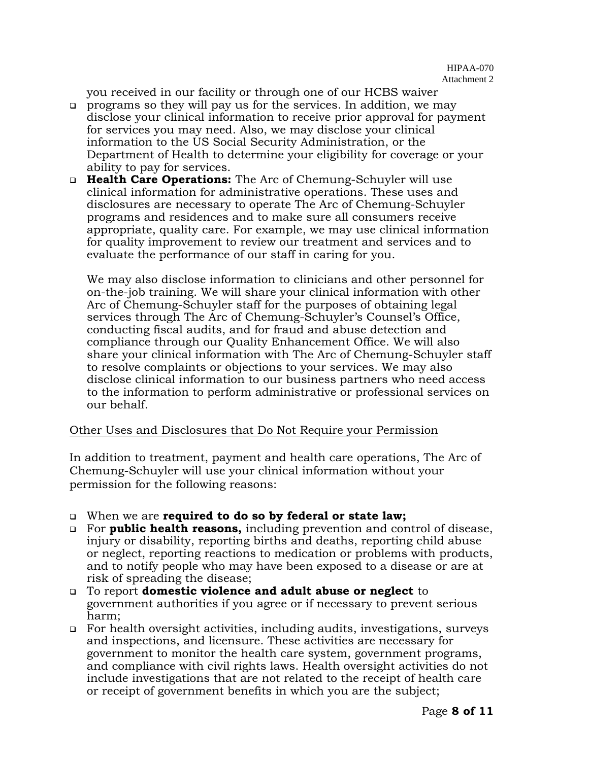- you received in our facility or through one of our HCBS waiver programs so they will pay us for the services. In addition, we may disclose your clinical information to receive prior approval for payment for services you may need. Also, we may disclose your clinical information to the US Social Security Administration, or the Department of Health to determine your eligibility for coverage or your ability to pay for services.
- **Health Care Operations:** The Arc of Chemung-Schuyler will use clinical information for administrative operations. These uses and disclosures are necessary to operate The Arc of Chemung-Schuyler programs and residences and to make sure all consumers receive appropriate, quality care. For example, we may use clinical information for quality improvement to review our treatment and services and to evaluate the performance of our staff in caring for you.

  We may also disclose information to clinicians and other personnel for on-the-job training. We will share your clinical information with other Arc of Chemung-Schuyler staff for the purposes of obtaining legal services through The Arc of Chemung-Schuyler's Counsel's Office, conducting fiscal audits, and for fraud and abuse detection and compliance through our Quality Enhancement Office. We will also share your clinical information with The Arc of Chemung-Schuyler staff to resolve complaints or objections to your services. We may also disclose clinical information to our business partners who need access to the information to perform administrative or professional services on our behalf.

<u>Other Uses and Disclosures that Do Not Require your Permission</u>

In addition to treatment, payment and health care operations, The Arc of Chemung-Schuyler will use your clinical information without your permission for the following reasons:

- When we are **required to do so by federal or state law;**
- For **public health reasons,** including prevention and control of disease, injury or disability, reporting births and deaths, reporting child abuse or neglect, reporting reactions to medication or problems with products, and to notify people who may have been exposed to a disease or are at risk of spreading the disease;
- To report **domestic violence and adult abuse or neglect** to government authorities if you agree or if necessary to prevent serious harm;
- For health oversight activities, including audits, investigations, surveys and inspections, and licensure. These activities are necessary for government to monitor the health care system, government programs, and compliance with civil rights laws. Health oversight activities do not include investigations that are not related to the receipt of health care or receipt of government benefits in which you are the subject;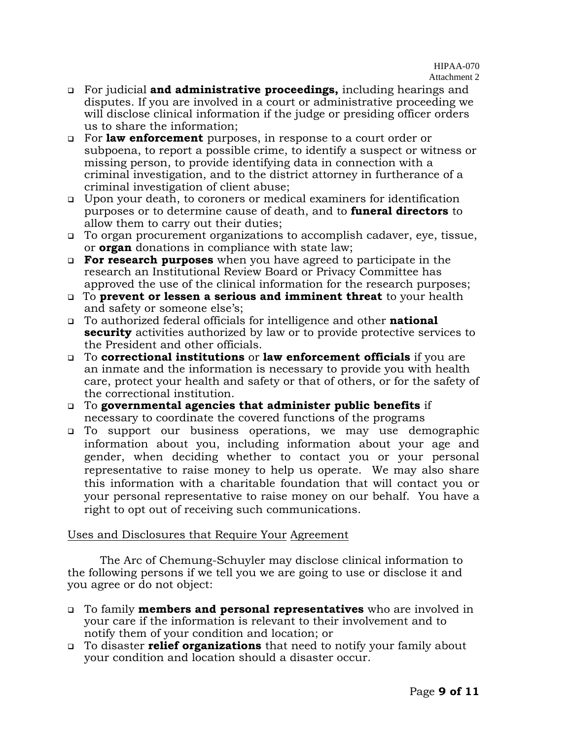- For judicial **and administrative proceedings,** including hearings and disputes. If you are involved in a court or administrative proceeding we will disclose clinical information if the judge or presiding officer orders us to share the information;
- For **law enforcement** purposes, in response to a court order or subpoena, to report a possible crime, to identify a suspect or witness or missing person, to provide identifying data in connection with a criminal investigation, and to the district attorney in furtherance of a criminal investigation of client abuse;
- Upon your death, to coroners or medical examiners for identification purposes or to determine cause of death, and to **funeral directors** to allow them to carry out their duties;
- To organ procurement organizations to accomplish cadaver, eye, tissue, or **organ** donations in compliance with state law;
- **For research purposes** when you have agreed to participate in the research an Institutional Review Board or Privacy Committee has approved the use of the clinical information for the research purposes;
- To **prevent or lessen a serious and imminent threat** to your health and safety or someone else's;
- To authorized federal officials for intelligence and other **national security** activities authorized by law or to provide protective services to the President and other officials.
- To **correctional institutions** or **law enforcement officials** if you are an inmate and the information is necessary to provide you with health care, protect your health and safety or that of others, or for the safety of the correctional institution.
- To **governmental agencies that administer public benefits** if necessary to coordinate the covered functions of the programs
- To support our business operations, we may use demographic information about you, including information about your age and gender, when deciding whether to contact you or your personal representative to raise money to help us operate. We may also share this information with a charitable foundation that will contact you or your personal representative to raise money on our behalf. You have a right to opt out of receiving such communications.

Uses and Disclosures that Require Your Agreement

The Arc of Chemung-Schuyler may disclose clinical information to the following persons if we tell you we are going to use or disclose it and you agree or do not object:

- To family **members and personal representatives** who are involved in your care if the information is relevant to their involvement and to notify them of your condition and location; or
- To disaster **relief organizations** that need to notify your family about your condition and location should a disaster occur.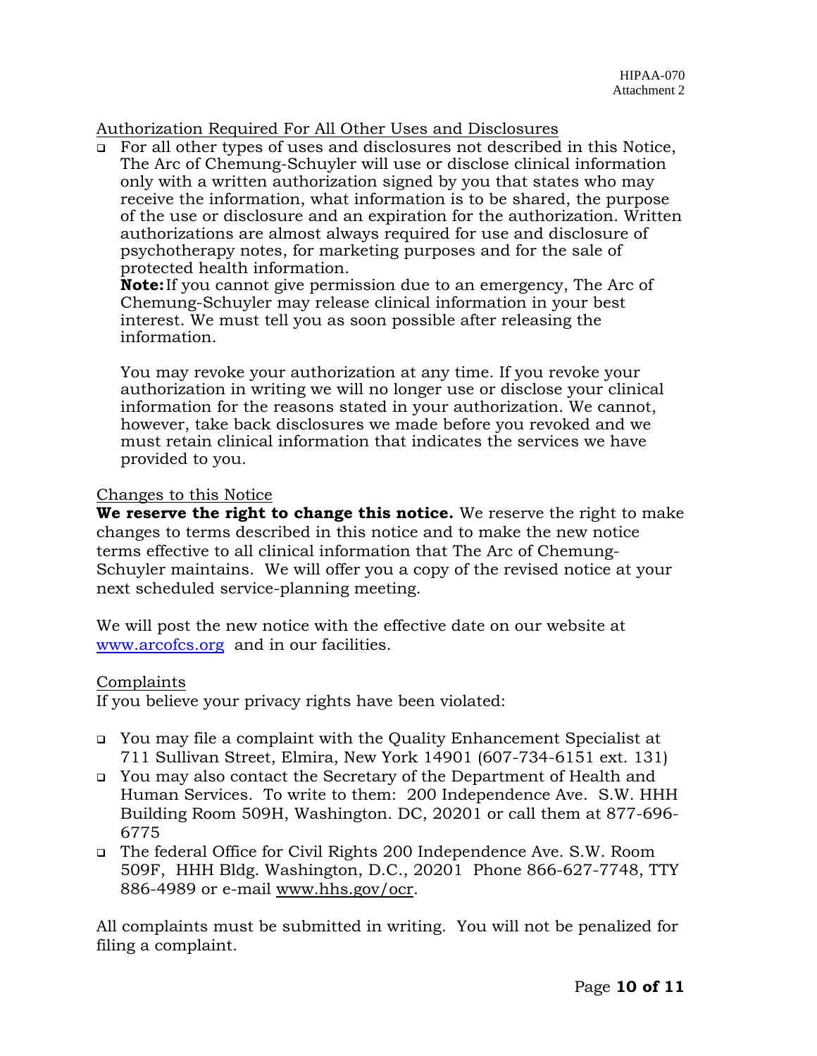Authorization Required For All Other Uses and Disclosures

- For all other types of uses and disclosures not described in this Notice, The Arc of Chemung-Schuyler will use or disclose clinical information only with a written authorization signed by you that states who may receive the information, what information is to be shared, the purpose of the use or disclosure and an expiration for the authorization. Written authorizations are almost always required for use and disclosure of psychotherapy notes, for marketing purposes and for the sale of protected health information.

  **Note:** If you cannot give permission due to an emergency, The Arc of Chemung-Schuyler may release clinical information in your best interest. We must tell you as soon possible after releasing the information.

  You may revoke your authorization at any time. If you revoke your authorization in writing we will no longer use or disclose your clinical information for the reasons stated in your authorization. We cannot, however, take back disclosures we made before you revoked and we must retain clinical information that indicates the services we have provided to you.

Changes to this Notice

**We reserve the right to change this notice.** We reserve the right to make changes to terms described in this notice and to make the new notice terms effective to all clinical information that The Arc of Chemung-Schuyler maintains. We will offer you a copy of the revised notice at your next scheduled service-planning meeting.

We will post the new notice with the effective date on our website at www.arcofcs.org and in our facilities.

Complaints

If you believe your privacy rights have been violated:

- You may file a complaint with the Quality Enhancement Specialist at 711 Sullivan Street, Elmira, New York 14901 (607-734-6151 ext. 131)
- You may also contact the Secretary of the Department of Health and Human Services. To write to them: 200 Independence Ave. S.W. HHH Building Room 509H, Washington. DC, 20201 or call them at 877-696-6775
- The federal Office for Civil Rights 200 Independence Ave. S.W. Room 509F, HHH Bldg. Washington, D.C., 20201 Phone 866-627-7748, TTY 886-4989 or e-mail www.hhs.gov/ocr.

All complaints must be submitted in writing. You will not be penalized for filing a complaint.